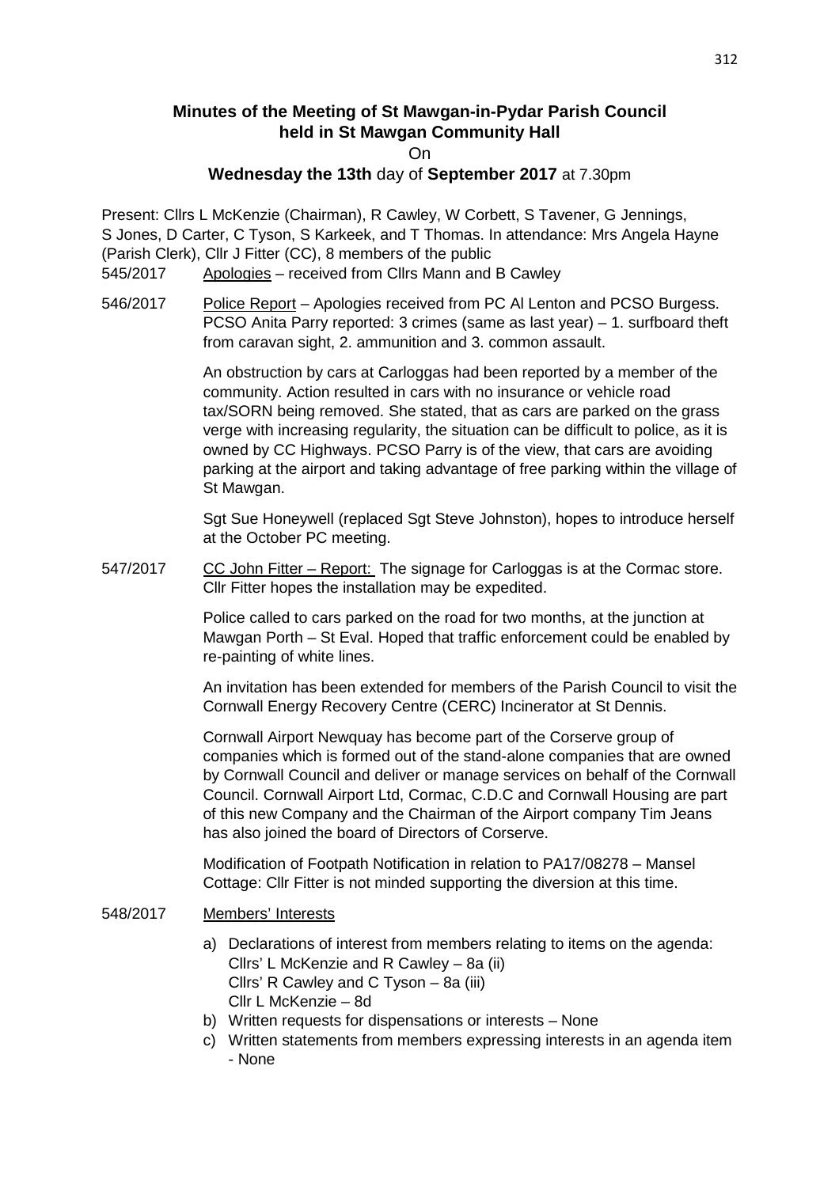## Minutes of the Meeting of St Mawgan-in-Pydar Parish Council held in St Mawgan Community Hall

On

**Wednesday the 13th** day of **September 2017** at 7.30pm

Present: Cllrs L McKenzie (Chairman), R Cawley, W Corbett, S Tavener, G Jennings, S Jones, D Carter, C Tyson, S Karkeek, and T Thomas. In attendance: Mrs Angela Hayne (Parish Clerk), Cllr J Fitter (CC), 8 members of the public

545/2017 Apologies – received from Cllrs Mann and B Cawley

546/2017 Police Report – Apologies received from PC Al Lenton and PCSO Burgess. PCSO Anita Parry reported: 3 crimes (same as last year) – 1. surfboard theft from caravan sight, 2. ammunition and 3. common assault.

An obstruction by cars at Carloggas had been reported by a member of the community. Action resulted in cars with no insurance or vehicle road tax/SORN being removed. She stated, that as cars are parked on the grass verge with increasing regularity, the situation can be difficult to police, as it is owned by CC Highways. PCSO Parry is of the view, that cars are avoiding parking at the airport and taking advantage of free parking within the village of St Mawgan.

Sgt Sue Honeywell (replaced Sgt Steve Johnston), hopes to introduce herself at the October PC meeting.

547/2017 CC John Fitter – Report: The signage for Carloggas is at the Cormac store. Cllr Fitter hopes the installation may be expedited.

Police called to cars parked on the road for two months, at the junction at Mawgan Porth – St Eval. Hoped that traffic enforcement could be enabled by re-painting of white lines.

An invitation has been extended for members of the Parish Council to visit the Cornwall Energy Recovery Centre (CERC) Incinerator at St Dennis.

Cornwall Airport Newquay has become part of the Corserve group of companies which is formed out of the stand-alone companies that are owned by Cornwall Council and deliver or manage services on behalf of the Cornwall Council. Cornwall Airport Ltd, Cormac, C.D.C and Cornwall Housing are part of this new Company and the Chairman of the Airport company Tim Jeans has also joined the board of Directors of Corserve.

Modification of Footpath Notification in relation to PA17/08278 – Mansel Cottage: Cllr Fitter is not minded supporting the diversion at this time.

548/2017 Members' Interests

a) Declarations of interest from members relating to items on the agenda:
   Cllrs' L McKenzie and R Cawley – 8a (ii)
   Cllrs' R Cawley and C Tyson – 8a (iii)
   Cllr L McKenzie – 8d
b) Written requests for dispensations or interests – None
c) Written statements from members expressing interests in an agenda item - None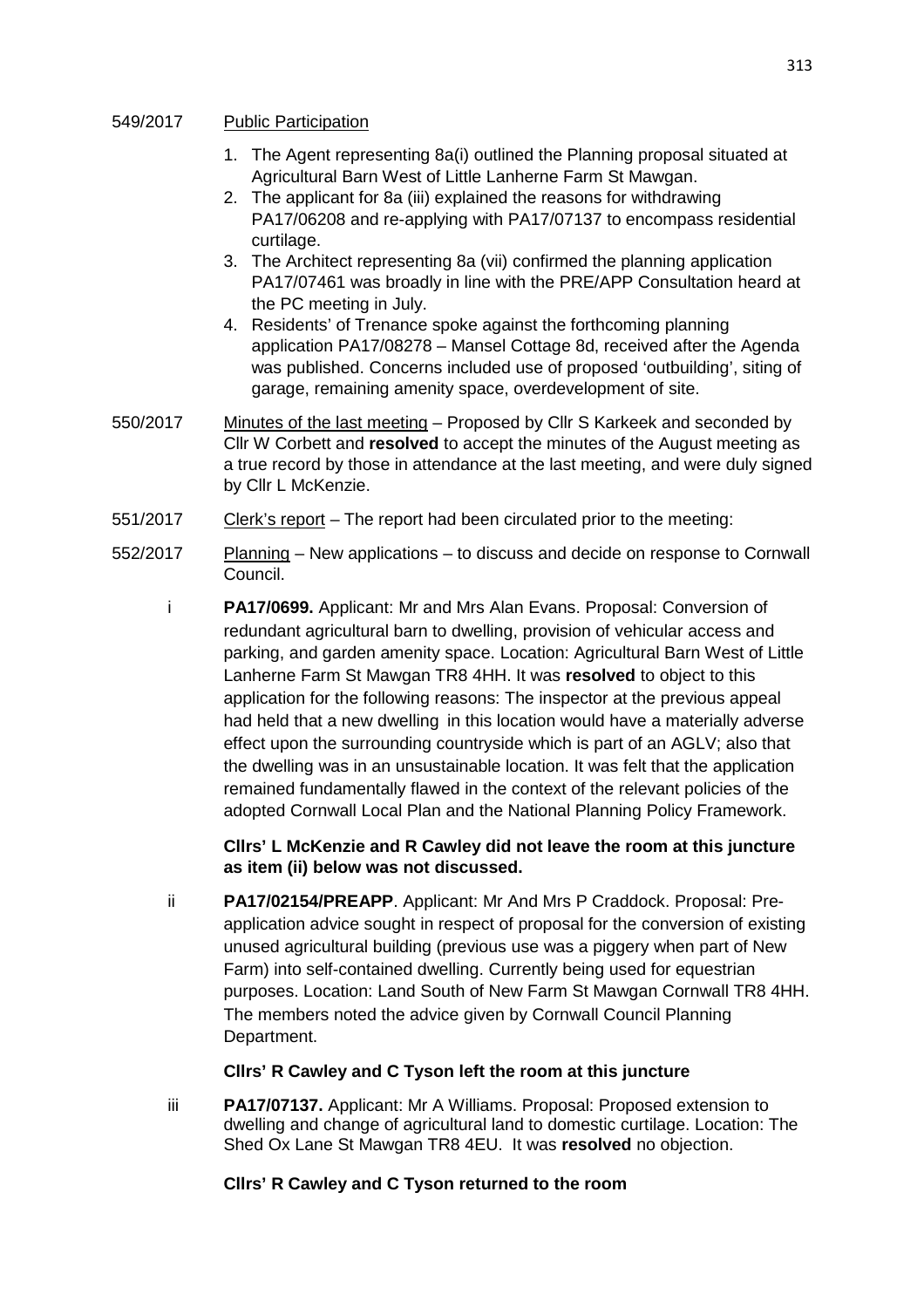549/2017 <u>Public Participation</u>

1. The Agent representing 8a(i) outlined the Planning proposal situated at Agricultural Barn West of Little Lanherne Farm St Mawgan.
2. The applicant for 8a (iii) explained the reasons for withdrawing PA17/06208 and re-applying with PA17/07137 to encompass residential curtilage.
3. The Architect representing 8a (vii) confirmed the planning application PA17/07461 was broadly in line with the PRE/APP Consultation heard at the PC meeting in July.
4. Residents' of Trenance spoke against the forthcoming planning application PA17/08278 – Mansel Cottage 8d, received after the Agenda was published. Concerns included use of proposed 'outbuilding', siting of garage, remaining amenity space, overdevelopment of site.

550/2017 <u>Minutes of the last meeting</u> – Proposed by Cllr S Karkeek and seconded by Cllr W Corbett and **resolved** to accept the minutes of the August meeting as a true record by those in attendance at the last meeting, and were duly signed by Cllr L McKenzie.

551/2017 <u>Clerk's report</u> – The report had been circulated prior to the meeting:

552/2017 <u>Planning</u> – New applications – to discuss and decide on response to Cornwall Council.

i **PA17/0699.** Applicant: Mr and Mrs Alan Evans. Proposal: Conversion of redundant agricultural barn to dwelling, provision of vehicular access and parking, and garden amenity space. Location: Agricultural Barn West of Little Lanherne Farm St Mawgan TR8 4HH. It was **resolved** to object to this application for the following reasons: The inspector at the previous appeal had held that a new dwelling in this location would have a materially adverse effect upon the surrounding countryside which is part of an AGLV; also that the dwelling was in an unsustainable location. It was felt that the application remained fundamentally flawed in the context of the relevant policies of the adopted Cornwall Local Plan and the National Planning Policy Framework.

**Cllrs' L McKenzie and R Cawley did not leave the room at this juncture as item (ii) below was not discussed.**

ii **PA17/02154/PREAPP**. Applicant: Mr And Mrs P Craddock. Proposal: Pre-application advice sought in respect of proposal for the conversion of existing unused agricultural building (previous use was a piggery when part of New Farm) into self-contained dwelling. Currently being used for equestrian purposes. Location: Land South of New Farm St Mawgan Cornwall TR8 4HH. The members noted the advice given by Cornwall Council Planning Department.

**Cllrs' R Cawley and C Tyson left the room at this juncture**

iii **PA17/07137.** Applicant: Mr A Williams. Proposal: Proposed extension to dwelling and change of agricultural land to domestic curtilage. Location: The Shed Ox Lane St Mawgan TR8 4EU. It was **resolved** no objection.

**Cllrs' R Cawley and C Tyson returned to the room**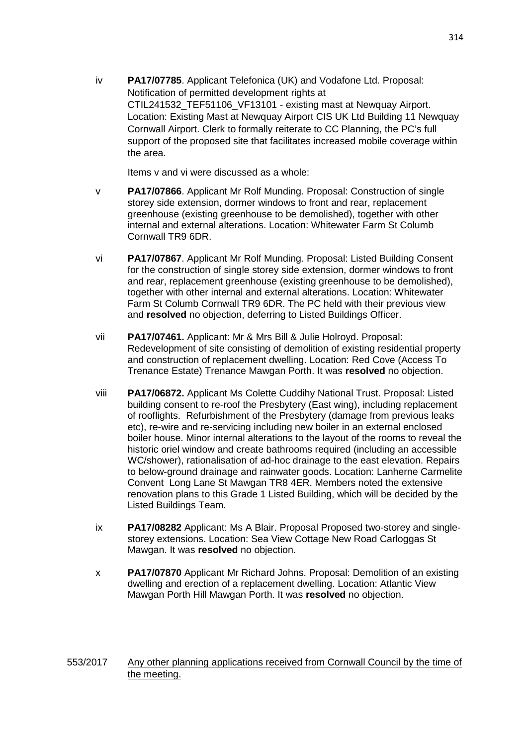iv **PA17/07785**. Applicant Telefonica (UK) and Vodafone Ltd. Proposal: Notification of permitted development rights at CTIL241532_TEF51106_VF13101 - existing mast at Newquay Airport. Location: Existing Mast at Newquay Airport CIS UK Ltd Building 11 Newquay Cornwall Airport. Clerk to formally reiterate to CC Planning, the PC's full support of the proposed site that facilitates increased mobile coverage within the area.

Items v and vi were discussed as a whole:

v **PA17/07866**. Applicant Mr Rolf Munding. Proposal: Construction of single storey side extension, dormer windows to front and rear, replacement greenhouse (existing greenhouse to be demolished), together with other internal and external alterations. Location: Whitewater Farm St Columb Cornwall TR9 6DR.

vi **PA17/07867**. Applicant Mr Rolf Munding. Proposal: Listed Building Consent for the construction of single storey side extension, dormer windows to front and rear, replacement greenhouse (existing greenhouse to be demolished), together with other internal and external alterations. Location: Whitewater Farm St Columb Cornwall TR9 6DR. The PC held with their previous view and **resolved** no objection, deferring to Listed Buildings Officer.

vii **PA17/07461.** Applicant: Mr & Mrs Bill & Julie Holroyd. Proposal: Redevelopment of site consisting of demolition of existing residential property and construction of replacement dwelling. Location: Red Cove (Access To Trenance Estate) Trenance Mawgan Porth. It was **resolved** no objection.

viii **PA17/06872.** Applicant Ms Colette Cuddihy National Trust. Proposal: Listed building consent to re-roof the Presbytery (East wing), including replacement of rooflights. Refurbishment of the Presbytery (damage from previous leaks etc), re-wire and re-servicing including new boiler in an external enclosed boiler house. Minor internal alterations to the layout of the rooms to reveal the historic oriel window and create bathrooms required (including an accessible WC/shower), rationalisation of ad-hoc drainage to the east elevation. Repairs to below-ground drainage and rainwater goods. Location: Lanherne Carmelite Convent Long Lane St Mawgan TR8 4ER. Members noted the extensive renovation plans to this Grade 1 Listed Building, which will be decided by the Listed Buildings Team.

ix **PA17/08282** Applicant: Ms A Blair. Proposal Proposed two-storey and single-storey extensions. Location: Sea View Cottage New Road Carloggas St Mawgan. It was **resolved** no objection.

x **PA17/07870** Applicant Mr Richard Johns. Proposal: Demolition of an existing dwelling and erection of a replacement dwelling. Location: Atlantic View Mawgan Porth Hill Mawgan Porth. It was **resolved** no objection.

553/2017 Any other planning applications received from Cornwall Council by the time of the meeting.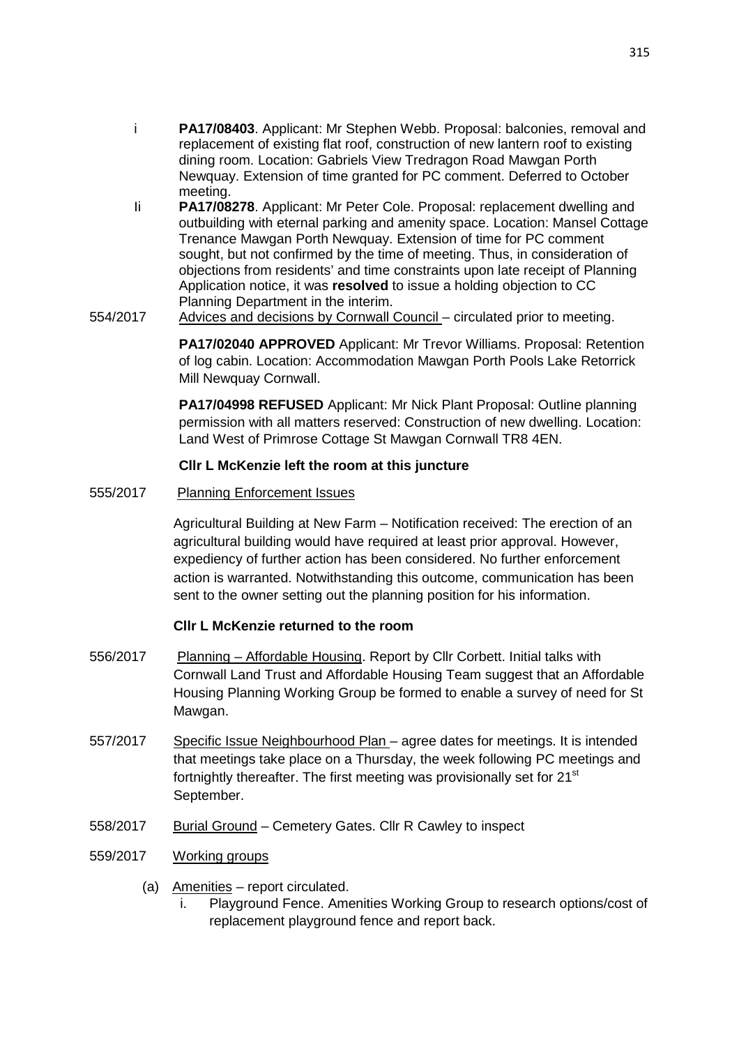i **PA17/08403**. Applicant: Mr Stephen Webb. Proposal: balconies, removal and replacement of existing flat roof, construction of new lantern roof to existing dining room. Location: Gabriels View Tredragon Road Mawgan Porth Newquay. Extension of time granted for PC comment. Deferred to October meeting.

Ii **PA17/08278**. Applicant: Mr Peter Cole. Proposal: replacement dwelling and outbuilding with eternal parking and amenity space. Location: Mansel Cottage Trenance Mawgan Porth Newquay. Extension of time for PC comment sought, but not confirmed by the time of meeting. Thus, in consideration of objections from residents' and time constraints upon late receipt of Planning Application notice, it was **resolved** to issue a holding objection to CC Planning Department in the interim.

554/2017 Advices and decisions by Cornwall Council – circulated prior to meeting.

**PA17/02040 APPROVED** Applicant: Mr Trevor Williams. Proposal: Retention of log cabin. Location: Accommodation Mawgan Porth Pools Lake Retorrick Mill Newquay Cornwall.

**PA17/04998 REFUSED** Applicant: Mr Nick Plant Proposal: Outline planning permission with all matters reserved: Construction of new dwelling. Location: Land West of Primrose Cottage St Mawgan Cornwall TR8 4EN.

**Cllr L McKenzie left the room at this juncture**

555/2017 Planning Enforcement Issues

Agricultural Building at New Farm – Notification received: The erection of an agricultural building would have required at least prior approval. However, expediency of further action has been considered. No further enforcement action is warranted. Notwithstanding this outcome, communication has been sent to the owner setting out the planning position for his information.

**Cllr L McKenzie returned to the room**

556/2017 Planning – Affordable Housing. Report by Cllr Corbett. Initial talks with Cornwall Land Trust and Affordable Housing Team suggest that an Affordable Housing Planning Working Group be formed to enable a survey of need for St Mawgan.

557/2017 Specific Issue Neighbourhood Plan – agree dates for meetings. It is intended that meetings take place on a Thursday, the week following PC meetings and fortnightly thereafter. The first meeting was provisionally set for 21st September.

558/2017 Burial Ground – Cemetery Gates. Cllr R Cawley to inspect

559/2017 Working groups

(a) Amenities – report circulated.
   i. Playground Fence. Amenities Working Group to research options/cost of replacement playground fence and report back.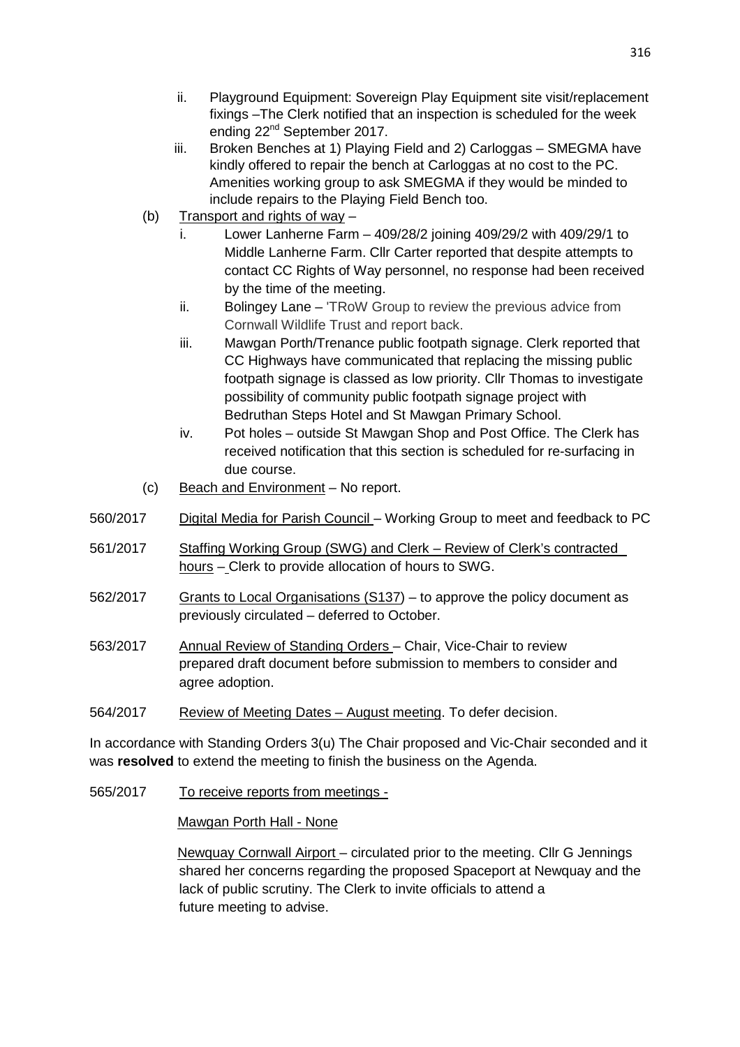ii. Playground Equipment: Sovereign Play Equipment site visit/replacement fixings –The Clerk notified that an inspection is scheduled for the week ending 22nd September 2017.

iii. Broken Benches at 1) Playing Field and 2) Carloggas – SMEGMA have kindly offered to repair the bench at Carloggas at no cost to the PC. Amenities working group to ask SMEGMA if they would be minded to include repairs to the Playing Field Bench too.

(b) Transport and rights of way –

i. Lower Lanherne Farm – 409/28/2 joining 409/29/2 with 409/29/1 to Middle Lanherne Farm. Cllr Carter reported that despite attempts to contact CC Rights of Way personnel, no response had been received by the time of the meeting.

ii. Bolingey Lane – 'TRoW Group to review the previous advice from Cornwall Wildlife Trust and report back.

iii. Mawgan Porth/Trenance public footpath signage. Clerk reported that CC Highways have communicated that replacing the missing public footpath signage is classed as low priority. Cllr Thomas to investigate possibility of community public footpath signage project with Bedruthan Steps Hotel and St Mawgan Primary School.

iv. Pot holes – outside St Mawgan Shop and Post Office. The Clerk has received notification that this section is scheduled for re-surfacing in due course.

(c) Beach and Environment – No report.

560/2017 Digital Media for Parish Council – Working Group to meet and feedback to PC

561/2017 Staffing Working Group (SWG) and Clerk – Review of Clerk's contracted hours – Clerk to provide allocation of hours to SWG.

562/2017 Grants to Local Organisations (S137) – to approve the policy document as previously circulated – deferred to October.

563/2017 Annual Review of Standing Orders – Chair, Vice-Chair to review prepared draft document before submission to members to consider and agree adoption.

564/2017 Review of Meeting Dates – August meeting. To defer decision.

In accordance with Standing Orders 3(u) The Chair proposed and Vic-Chair seconded and it was **resolved** to extend the meeting to finish the business on the Agenda.

565/2017 To receive reports from meetings -

Mawgan Porth Hall - None

Newquay Cornwall Airport – circulated prior to the meeting. Cllr G Jennings shared her concerns regarding the proposed Spaceport at Newquay and the lack of public scrutiny. The Clerk to invite officials to attend a future meeting to advise.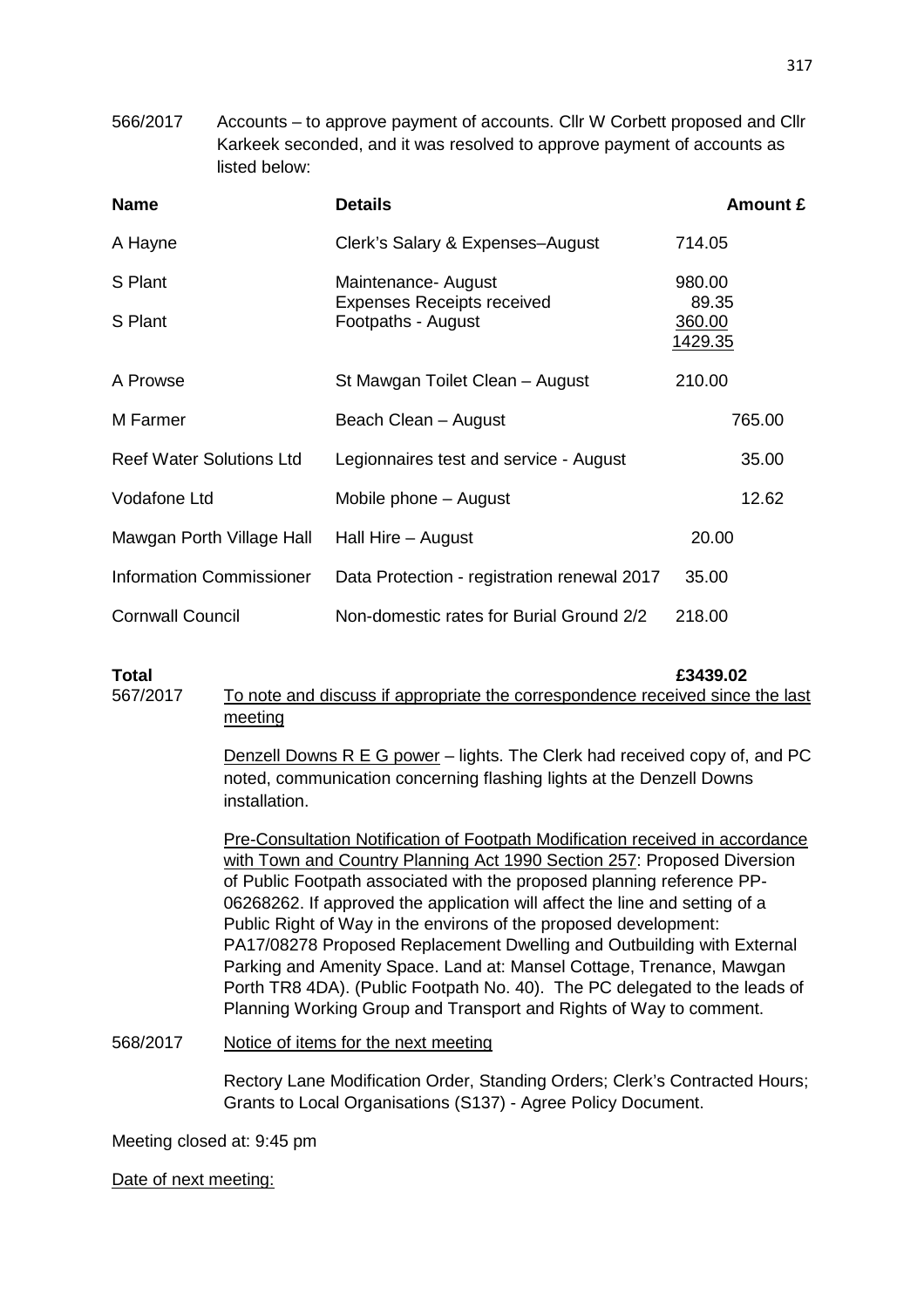566/2017 Accounts – to approve payment of accounts. Cllr W Corbett proposed and Cllr Karkeek seconded, and it was resolved to approve payment of accounts as listed below:

| Name | Details | Amount £ |
|---|---|---|
| A Hayne | Clerk's Salary & Expenses–August | 714.05 |
| S Plant | Maintenance- August<br>Expenses Receipts received | 980.00<br>89.35 |
| S Plant | Footpaths - August | 360.00<br>1429.35 |
| A Prowse | St Mawgan Toilet Clean – August | 210.00 |
| M Farmer | Beach Clean – August | 765.00 |
| Reef Water Solutions Ltd | Legionnaires test and service - August | 35.00 |
| Vodafone Ltd | Mobile phone – August | 12.62 |
| Mawgan Porth Village Hall | Hall Hire – August | 20.00 |
| Information Commissioner | Data Protection - registration renewal 2017 | 35.00 |
| Cornwall Council | Non-domestic rates for Burial Ground 2/2 | 218.00 |
| **Total** | | **£3439.02** |

567/2017 To note and discuss if appropriate the correspondence received since the last meeting

Denzell Downs R E G power – lights. The Clerk had received copy of, and PC noted, communication concerning flashing lights at the Denzell Downs installation.

Pre-Consultation Notification of Footpath Modification received in accordance with Town and Country Planning Act 1990 Section 257: Proposed Diversion of Public Footpath associated with the proposed planning reference PP-06268262. If approved the application will affect the line and setting of a Public Right of Way in the environs of the proposed development: PA17/08278 Proposed Replacement Dwelling and Outbuilding with External Parking and Amenity Space. Land at: Mansel Cottage, Trenance, Mawgan Porth TR8 4DA). (Public Footpath No. 40). The PC delegated to the leads of Planning Working Group and Transport and Rights of Way to comment.

568/2017 Notice of items for the next meeting

Rectory Lane Modification Order, Standing Orders; Clerk's Contracted Hours; Grants to Local Organisations (S137) - Agree Policy Document.

Meeting closed at: 9:45 pm

Date of next meeting: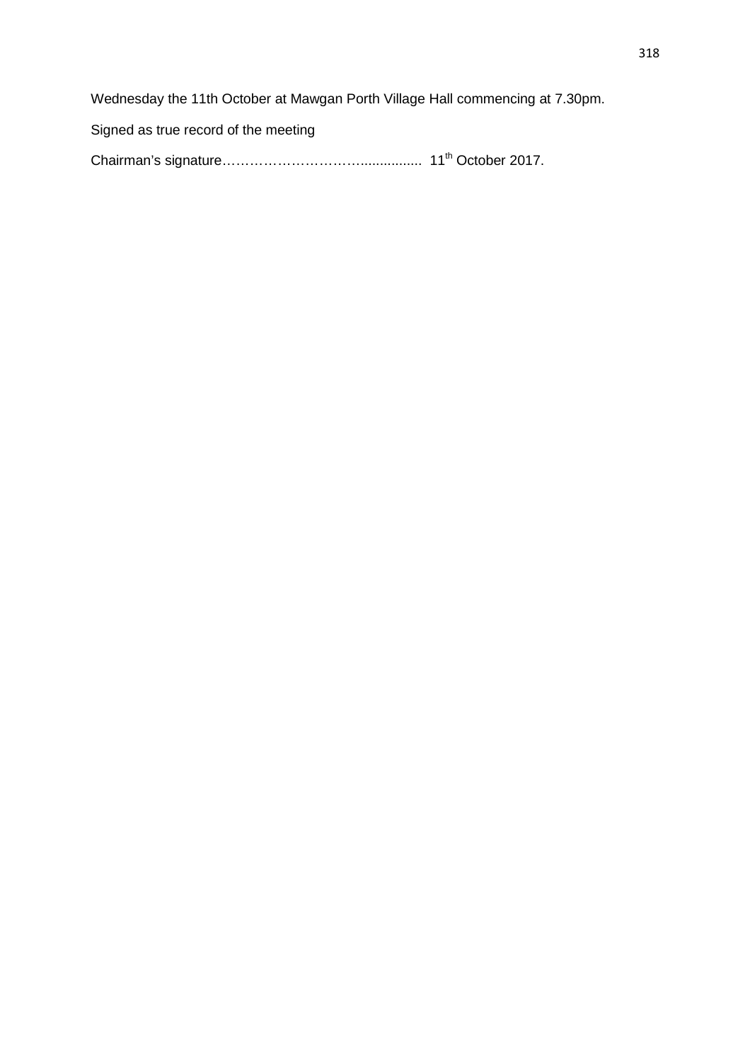Wednesday the 11th October at Mawgan Porth Village Hall commencing at 7.30pm.

Signed as true record of the meeting

Chairman's signature…………………………….............. 11th October 2017.